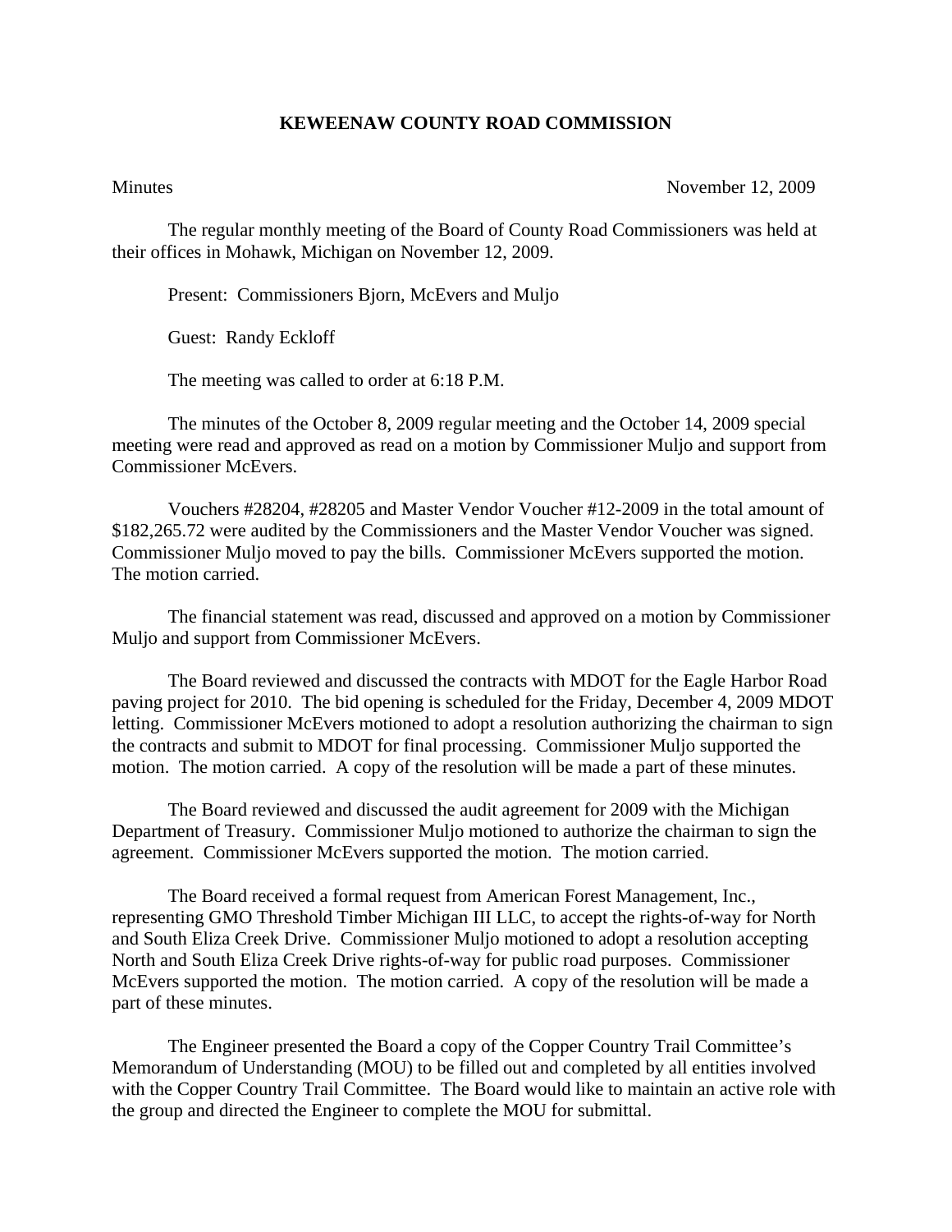# KEWEENAW COUNTY ROAD COMMISSION

Minutes November 12, 2009

The regular monthly meeting of the Board of County Road Commissioners was held at their offices in Mohawk, Michigan on November 12, 2009.

Present: Commissioners Bjorn, McEvers and Muljo

Guest: Randy Eckloff

The meeting was called to order at 6:18 P.M.

The minutes of the October 8, 2009 regular meeting and the October 14, 2009 special meeting were read and approved as read on a motion by Commissioner Muljo and support from Commissioner McEvers.

Vouchers #28204, #28205 and Master Vendor Voucher #12-2009 in the total amount of $182,265.72 were audited by the Commissioners and the Master Vendor Voucher was signed. Commissioner Muljo moved to pay the bills. Commissioner McEvers supported the motion. The motion carried.

The financial statement was read, discussed and approved on a motion by Commissioner Muljo and support from Commissioner McEvers.

The Board reviewed and discussed the contracts with MDOT for the Eagle Harbor Road paving project for 2010. The bid opening is scheduled for the Friday, December 4, 2009 MDOT letting. Commissioner McEvers motioned to adopt a resolution authorizing the chairman to sign the contracts and submit to MDOT for final processing. Commissioner Muljo supported the motion. The motion carried. A copy of the resolution will be made a part of these minutes.

The Board reviewed and discussed the audit agreement for 2009 with the Michigan Department of Treasury. Commissioner Muljo motioned to authorize the chairman to sign the agreement. Commissioner McEvers supported the motion. The motion carried.

The Board received a formal request from American Forest Management, Inc., representing GMO Threshold Timber Michigan III LLC, to accept the rights-of-way for North and South Eliza Creek Drive. Commissioner Muljo motioned to adopt a resolution accepting North and South Eliza Creek Drive rights-of-way for public road purposes. Commissioner McEvers supported the motion. The motion carried. A copy of the resolution will be made a part of these minutes.

The Engineer presented the Board a copy of the Copper Country Trail Committee's Memorandum of Understanding (MOU) to be filled out and completed by all entities involved with the Copper Country Trail Committee. The Board would like to maintain an active role with the group and directed the Engineer to complete the MOU for submittal.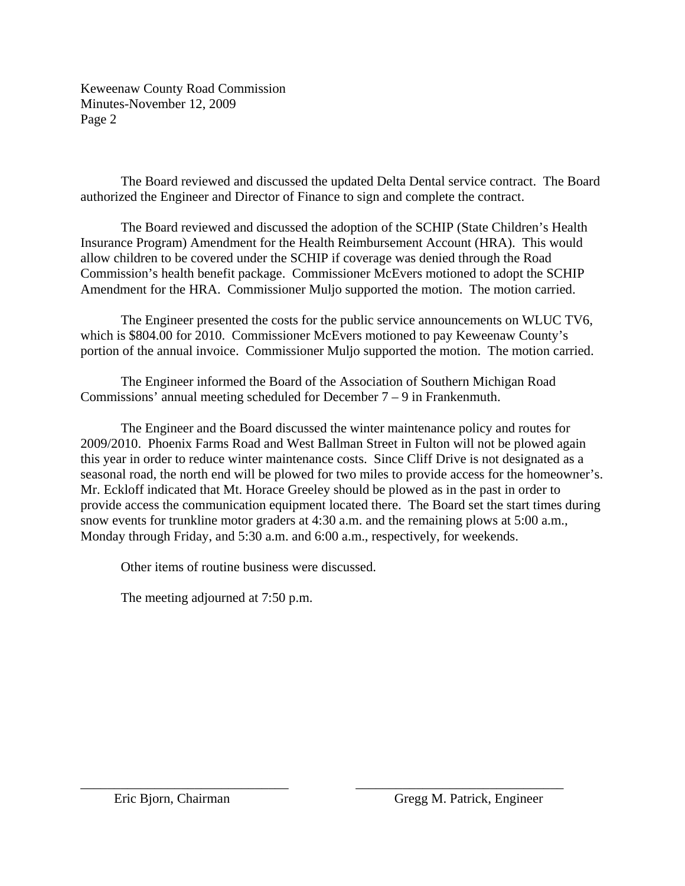The Board reviewed and discussed the updated Delta Dental service contract. The Board authorized the Engineer and Director of Finance to sign and complete the contract.

The Board reviewed and discussed the adoption of the SCHIP (State Children's Health Insurance Program) Amendment for the Health Reimbursement Account (HRA). This would allow children to be covered under the SCHIP if coverage was denied through the Road Commission's health benefit package. Commissioner McEvers motioned to adopt the SCHIP Amendment for the HRA. Commissioner Muljo supported the motion. The motion carried.

The Engineer presented the costs for the public service announcements on WLUC TV6, which is $804.00 for 2010. Commissioner McEvers motioned to pay Keweenaw County's portion of the annual invoice. Commissioner Muljo supported the motion. The motion carried.

The Engineer informed the Board of the Association of Southern Michigan Road Commissions' annual meeting scheduled for December 7 – 9 in Frankenmuth.

The Engineer and the Board discussed the winter maintenance policy and routes for 2009/2010. Phoenix Farms Road and West Ballman Street in Fulton will not be plowed again this year in order to reduce winter maintenance costs. Since Cliff Drive is not designated as a seasonal road, the north end will be plowed for two miles to provide access for the homeowner's. Mr. Eckloff indicated that Mt. Horace Greeley should be plowed as in the past in order to provide access the communication equipment located there. The Board set the start times during snow events for trunkline motor graders at 4:30 a.m. and the remaining plows at 5:00 a.m., Monday through Friday, and 5:30 a.m. and 6:00 a.m., respectively, for weekends.

Other items of routine business were discussed.

The meeting adjourned at 7:50 p.m.

\_\_\_\_\_\_\_\_\_\_\_\_\_\_\_\_\_\_\_\_\_\_\_\_\_\_\_\_\_\_
Eric Bjorn, Chairman

\_\_\_\_\_\_\_\_\_\_\_\_\_\_\_\_\_\_\_\_\_\_\_\_\_\_\_\_\_\_
Gregg M. Patrick, Engineer